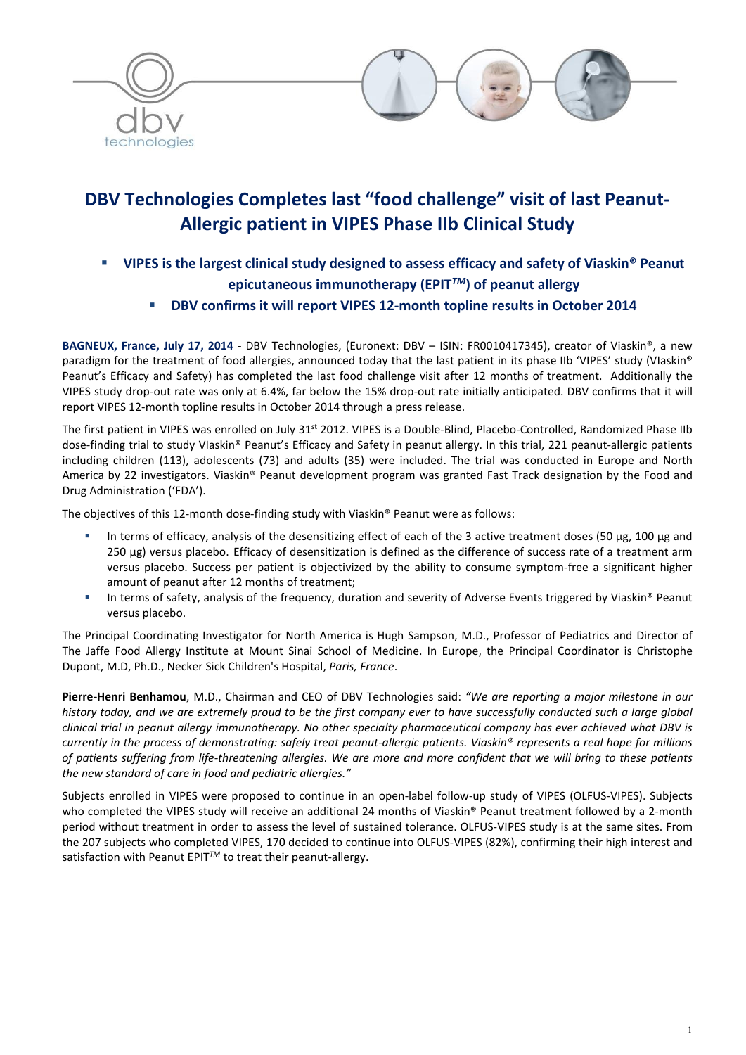# DBV Technologies Completes last "food challenge" visit of last Peanut-Allergic patient in VIPES Phase IIb Clinical Study

- **VIPES is the largest clinical study designed to assess efficacy and safety of Viaskin® Peanut epicutaneous immunotherapy (EPIT*TM*) of peanut allergy**
- **DBV confirms it will report VIPES 12-month topline results in October 2014**

**BAGNEUX, France, July 17, 2014** - DBV Technologies, (Euronext: DBV – ISIN: FR0010417345), creator of Viaskin®, a new paradigm for the treatment of food allergies, announced today that the last patient in its phase IIb 'VIPES' study (VIaskin® Peanut's Efficacy and Safety) has completed the last food challenge visit after 12 months of treatment. Additionally the VIPES study drop-out rate was only at 6.4%, far below the 15% drop-out rate initially anticipated. DBV confirms that it will report VIPES 12-month topline results in October 2014 through a press release.

The first patient in VIPES was enrolled on July 31st 2012. VIPES is a Double-Blind, Placebo-Controlled, Randomized Phase IIb dose-finding trial to study VIaskin® Peanut's Efficacy and Safety in peanut allergy. In this trial, 221 peanut-allergic patients including children (113), adolescents (73) and adults (35) were included. The trial was conducted in Europe and North America by 22 investigators. Viaskin® Peanut development program was granted Fast Track designation by the Food and Drug Administration ('FDA').

The objectives of this 12-month dose-finding study with Viaskin® Peanut were as follows:

- In terms of efficacy, analysis of the desensitizing effect of each of the 3 active treatment doses (50 µg, 100 µg and 250 µg) versus placebo. Efficacy of desensitization is defined as the difference of success rate of a treatment arm versus placebo. Success per patient is objectivized by the ability to consume symptom-free a significant higher amount of peanut after 12 months of treatment;
- In terms of safety, analysis of the frequency, duration and severity of Adverse Events triggered by Viaskin® Peanut versus placebo.

The Principal Coordinating Investigator for North America is Hugh Sampson, M.D., Professor of Pediatrics and Director of The Jaffe Food Allergy Institute at Mount Sinai School of Medicine. In Europe, the Principal Coordinator is Christophe Dupont, M.D, Ph.D., Necker Sick Children's Hospital, *Paris, France*.

**Pierre-Henri Benhamou**, M.D., Chairman and CEO of DBV Technologies said: *"We are reporting a major milestone in our history today, and we are extremely proud to be the first company ever to have successfully conducted such a large global clinical trial in peanut allergy immunotherapy. No other specialty pharmaceutical company has ever achieved what DBV is currently in the process of demonstrating: safely treat peanut-allergic patients. Viaskin® represents a real hope for millions of patients suffering from life-threatening allergies. We are more and more confident that we will bring to these patients the new standard of care in food and pediatric allergies."*

Subjects enrolled in VIPES were proposed to continue in an open-label follow-up study of VIPES (OLFUS-VIPES). Subjects who completed the VIPES study will receive an additional 24 months of Viaskin® Peanut treatment followed by a 2-month period without treatment in order to assess the level of sustained tolerance. OLFUS-VIPES study is at the same sites. From the 207 subjects who completed VIPES, 170 decided to continue into OLFUS-VIPES (82%), confirming their high interest and satisfaction with Peanut EPIT*TM* to treat their peanut-allergy.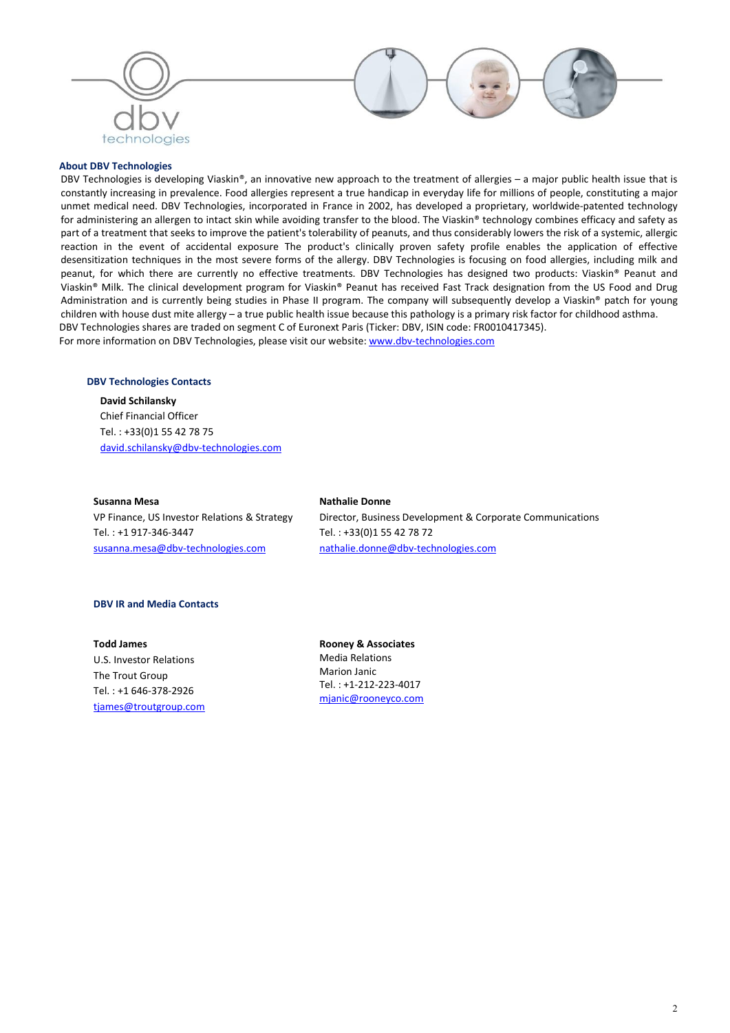dbv technologies

### About DBV Technologies

DBV Technologies is developing Viaskin®, an innovative new approach to the treatment of allergies – a major public health issue that is constantly increasing in prevalence. Food allergies represent a true handicap in everyday life for millions of people, constituting a major unmet medical need. DBV Technologies, incorporated in France in 2002, has developed a proprietary, worldwide-patented technology for administering an allergen to intact skin while avoiding transfer to the blood. The Viaskin® technology combines efficacy and safety as part of a treatment that seeks to improve the patient's tolerability of peanuts, and thus considerably lowers the risk of a systemic, allergic reaction in the event of accidental exposure The product's clinically proven safety profile enables the application of effective desensitization techniques in the most severe forms of the allergy. DBV Technologies is focusing on food allergies, including milk and peanut, for which there are currently no effective treatments. DBV Technologies has designed two products: Viaskin® Peanut and Viaskin® Milk. The clinical development program for Viaskin® Peanut has received Fast Track designation from the US Food and Drug Administration and is currently being studies in Phase II program. The company will subsequently develop a Viaskin® patch for young children with house dust mite allergy – a true public health issue because this pathology is a primary risk factor for childhood asthma.
DBV Technologies shares are traded on segment C of Euronext Paris (Ticker: DBV, ISIN code: FR0010417345).
For more information on DBV Technologies, please visit our website: www.dbv-technologies.com

### DBV Technologies Contacts

**David Schilansky**
Chief Financial Officer
Tel. : +33(0)1 55 42 78 75
david.schilansky@dbv-technologies.com

**Susanna Mesa**
VP Finance, US Investor Relations & Strategy
Tel. : +1 917-346-3447
susanna.mesa@dbv-technologies.com

**Nathalie Donne**
Director, Business Development & Corporate Communications
Tel. : +33(0)1 55 42 78 72
nathalie.donne@dbv-technologies.com

### DBV IR and Media Contacts

**Todd James**
U.S. Investor Relations
The Trout Group
Tel. : +1 646-378-2926
tjames@troutgroup.com

**Rooney & Associates**
Media Relations
Marion Janic
Tel. : +1-212-223-4017
mjanic@rooneyco.com